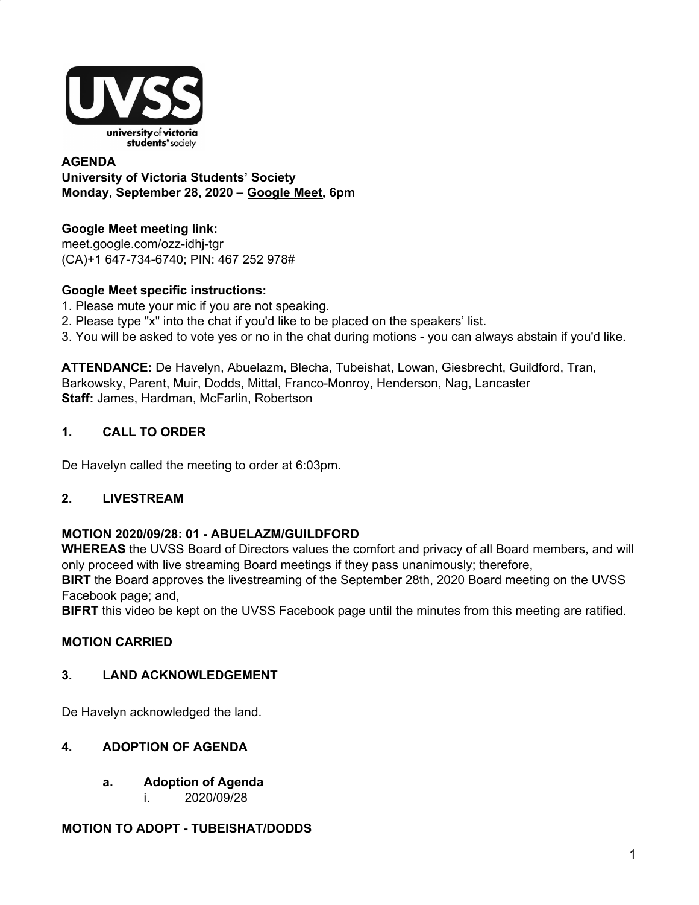**AGENDA**
**University of Victoria Students' Society**
**Monday, September 28, 2020 – Google Meet, 6pm**

**Google Meet meeting link:**
meet.google.com/ozz-idhj-tgr
(CA)+1 647-734-6740; PIN: 467 252 978#

**Google Meet specific instructions:**
1. Please mute your mic if you are not speaking.
2. Please type "x" into the chat if you'd like to be placed on the speakers' list.
3. You will be asked to vote yes or no in the chat during motions - you can always abstain if you'd like.

**ATTENDANCE:** De Havelyn, Abuelazm, Blecha, Tubeishat, Lowan, Giesbrecht, Guildford, Tran, Barkowsky, Parent, Muir, Dodds, Mittal, Franco-Monroy, Henderson, Nag, Lancaster
**Staff:** James, Hardman, McFarlin, Robertson

## 1. CALL TO ORDER

De Havelyn called the meeting to order at 6:03pm.

## 2. LIVESTREAM

**MOTION 2020/09/28: 01 - ABUELAZM/GUILDFORD**
**WHEREAS** the UVSS Board of Directors values the comfort and privacy of all Board members, and will only proceed with live streaming Board meetings if they pass unanimously; therefore,
**BIRT** the Board approves the livestreaming of the September 28th, 2020 Board meeting on the UVSS Facebook page; and,
**BIFRT** this video be kept on the UVSS Facebook page until the minutes from this meeting are ratified.

**MOTION CARRIED**

## 3. LAND ACKNOWLEDGEMENT

De Havelyn acknowledged the land.

## 4. ADOPTION OF AGENDA

### a. Adoption of Agenda

i. 2020/09/28

**MOTION TO ADOPT - TUBEISHAT/DODDS**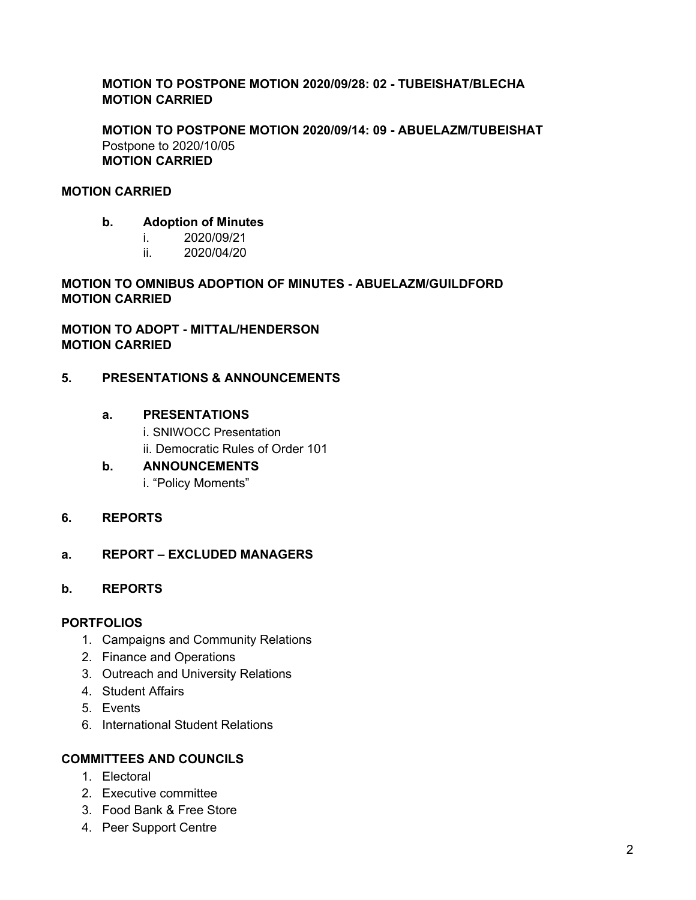**MOTION TO POSTPONE MOTION 2020/09/28: 02 - TUBEISHAT/BLECHA**
**MOTION CARRIED**

**MOTION TO POSTPONE MOTION 2020/09/14: 09 - ABUELAZM/TUBEISHAT**
Postpone to 2020/10/05
**MOTION CARRIED**

**MOTION CARRIED**

**b. Adoption of Minutes**

i. 2020/09/21
ii. 2020/04/20

**MOTION TO OMNIBUS ADOPTION OF MINUTES - ABUELAZM/GUILDFORD**
**MOTION CARRIED**

**MOTION TO ADOPT - MITTAL/HENDERSON**
**MOTION CARRIED**

## 5. PRESENTATIONS & ANNOUNCEMENTS

### a. PRESENTATIONS

i. SNIWOCC Presentation
ii. Democratic Rules of Order 101

### b. ANNOUNCEMENTS

i. "Policy Moments"

## 6. REPORTS

### a. REPORT – EXCLUDED MANAGERS

### b. REPORTS

**PORTFOLIOS**

1. Campaigns and Community Relations
2. Finance and Operations
3. Outreach and University Relations
4. Student Affairs
5. Events
6. International Student Relations

**COMMITTEES AND COUNCILS**

1. Electoral
2. Executive committee
3. Food Bank & Free Store
4. Peer Support Centre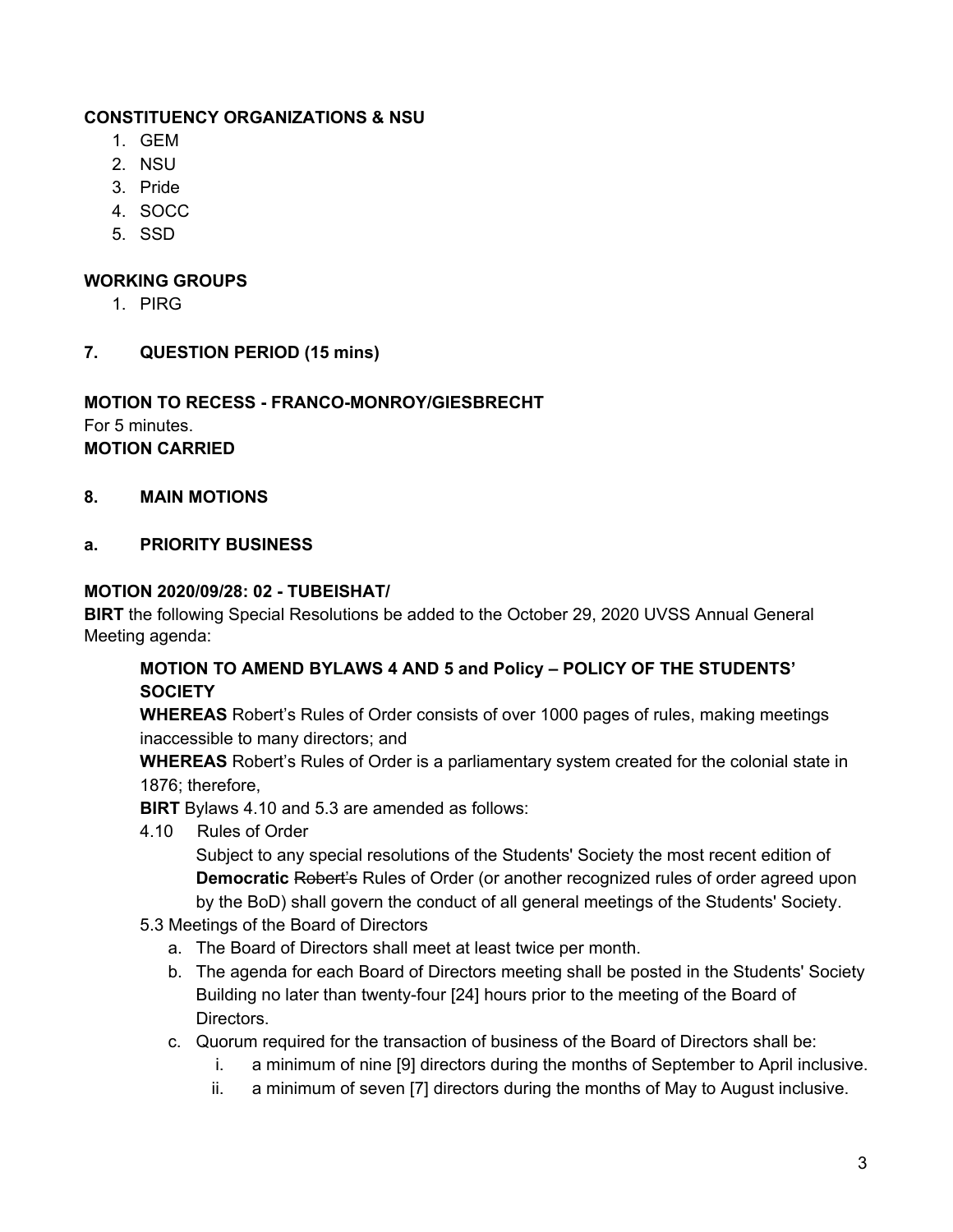**CONSTITUENCY ORGANIZATIONS & NSU**

1. GEM
2. NSU
3. Pride
4. SOCC
5. SSD

**WORKING GROUPS**

1. PIRG

## 7. QUESTION PERIOD (15 mins)

**MOTION TO RECESS - FRANCO-MONROY/GIESBRECHT**
For 5 minutes.
**MOTION CARRIED**

## 8. MAIN MOTIONS

### a. PRIORITY BUSINESS

**MOTION 2020/09/28: 02 - TUBEISHAT/**
**BIRT** the following Special Resolutions be added to the October 29, 2020 UVSS Annual General Meeting agenda:

> **MOTION TO AMEND BYLAWS 4 AND 5 and Policy – POLICY OF THE STUDENTS' SOCIETY**
> **WHEREAS** Robert's Rules of Order consists of over 1000 pages of rules, making meetings inaccessible to many directors; and
> **WHEREAS** Robert's Rules of Order is a parliamentary system created for the colonial state in 1876; therefore,
> **BIRT** Bylaws 4.10 and 5.3 are amended as follows:
>
> 4.10 Rules of Order
> Subject to any special resolutions of the Students' Society the most recent edition of **Democratic** ~~Robert's~~ Rules of Order (or another recognized rules of order agreed upon by the BoD) shall govern the conduct of all general meetings of the Students' Society.
>
> 5.3 Meetings of the Board of Directors
>
> a. The Board of Directors shall meet at least twice per month.
> b. The agenda for each Board of Directors meeting shall be posted in the Students' Society Building no later than twenty-four [24] hours prior to the meeting of the Board of Directors.
> c. Quorum required for the transaction of business of the Board of Directors shall be:
>     i. a minimum of nine [9] directors during the months of September to April inclusive.
>     ii. a minimum of seven [7] directors during the months of May to August inclusive.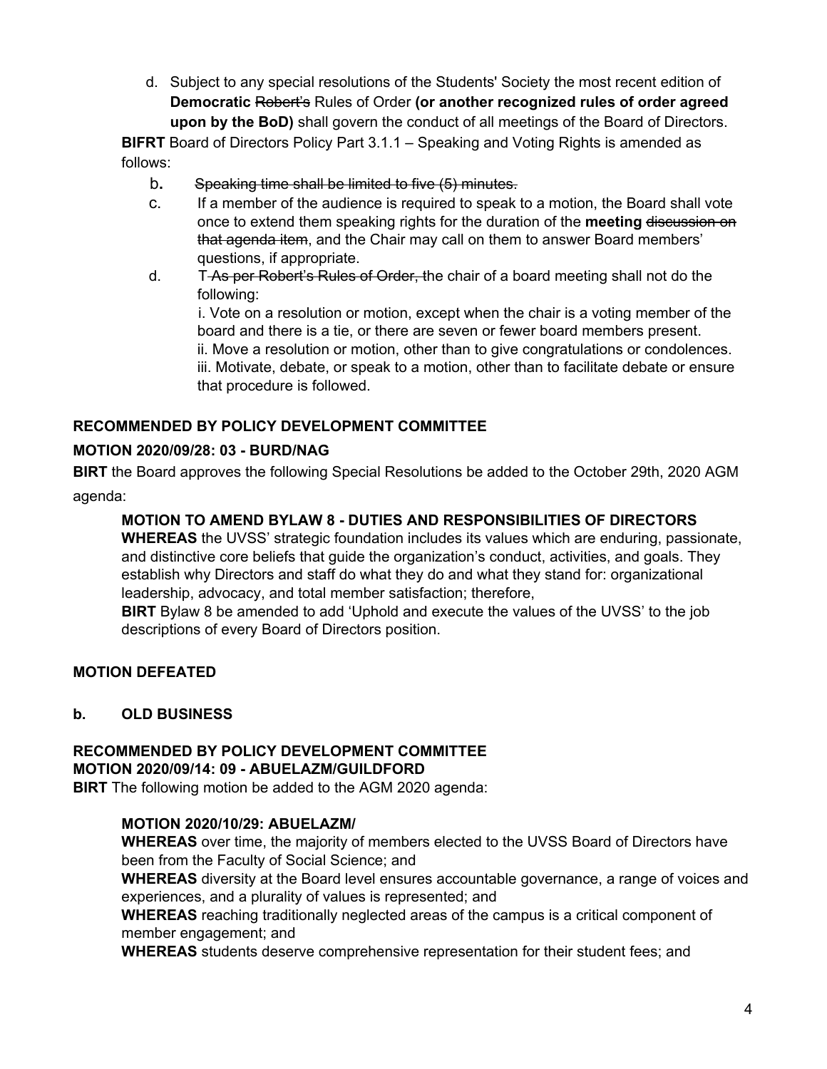d. Subject to any special resolutions of the Students' Society the most recent edition of **Democratic** ~~Robert's~~ Rules of Order **(or another recognized rules of order agreed upon by the BoD)** shall govern the conduct of all meetings of the Board of Directors.

**BIFRT** Board of Directors Policy Part 3.1.1 – Speaking and Voting Rights is amended as follows:

b. ~~Speaking time shall be limited to five (5) minutes.~~

c. If a member of the audience is required to speak to a motion, the Board shall vote once to extend them speaking rights for the duration of the **meeting** ~~discussion on that agenda item~~, and the Chair may call on them to answer Board members' questions, if appropriate.

d. T~~As per Robert's Rules of Order, t~~he chair of a board meeting shall not do the following:
i. Vote on a resolution or motion, except when the chair is a voting member of the board and there is a tie, or there are seven or fewer board members present.
ii. Move a resolution or motion, other than to give congratulations or condolences.
iii. Motivate, debate, or speak to a motion, other than to facilitate debate or ensure that procedure is followed.

**RECOMMENDED BY POLICY DEVELOPMENT COMMITTEE**

**MOTION 2020/09/28: 03 - BURD/NAG**

**BIRT** the Board approves the following Special Resolutions be added to the October 29th, 2020 AGM agenda:

**MOTION TO AMEND BYLAW 8 - DUTIES AND RESPONSIBILITIES OF DIRECTORS**

**WHEREAS** the UVSS' strategic foundation includes its values which are enduring, passionate, and distinctive core beliefs that guide the organization's conduct, activities, and goals. They establish why Directors and staff do what they do and what they stand for: organizational leadership, advocacy, and total member satisfaction; therefore,

**BIRT** Bylaw 8 be amended to add 'Uphold and execute the values of the UVSS' to the job descriptions of every Board of Directors position.

**MOTION DEFEATED**

**b. OLD BUSINESS**

**RECOMMENDED BY POLICY DEVELOPMENT COMMITTEE**

**MOTION 2020/09/14: 09 - ABUELAZM/GUILDFORD**

**BIRT** The following motion be added to the AGM 2020 agenda:

**MOTION 2020/10/29: ABUELAZM/**

**WHEREAS** over time, the majority of members elected to the UVSS Board of Directors have been from the Faculty of Social Science; and

**WHEREAS** diversity at the Board level ensures accountable governance, a range of voices and experiences, and a plurality of values is represented; and

**WHEREAS** reaching traditionally neglected areas of the campus is a critical component of member engagement; and

**WHEREAS** students deserve comprehensive representation for their student fees; and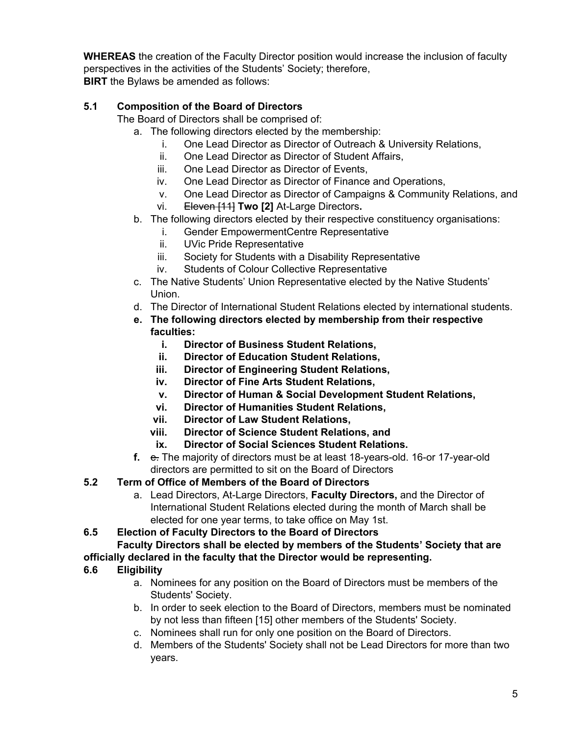**WHEREAS** the creation of the Faculty Director position would increase the inclusion of faculty perspectives in the activities of the Students' Society; therefore,
**BIRT** the Bylaws be amended as follows:

**5.1 Composition of the Board of Directors**

The Board of Directors shall be comprised of:

a. The following directors elected by the membership:
   i. One Lead Director as Director of Outreach & University Relations,
   ii. One Lead Director as Director of Student Affairs,
   iii. One Lead Director as Director of Events,
   iv. One Lead Director as Director of Finance and Operations,
   v. One Lead Director as Director of Campaigns & Community Relations, and
   vi. ~~Eleven [11]~~ **Two [2]** At-Large Directors**.**
b. The following directors elected by their respective constituency organisations:
   i. Gender EmpowermentCentre Representative
   ii. UVic Pride Representative
   iii. Society for Students with a Disability Representative
   iv. Students of Colour Collective Representative
c. The Native Students' Union Representative elected by the Native Students' Union.
d. The Director of International Student Relations elected by international students.
**e. The following directors elected by membership from their respective faculties:**
   **i. Director of Business Student Relations,**
   **ii. Director of Education Student Relations,**
   **iii. Director of Engineering Student Relations,**
   **iv. Director of Fine Arts Student Relations,**
   **v. Director of Human & Social Development Student Relations,**
   **vi. Director of Humanities Student Relations,**
   **vii. Director of Law Student Relations,**
   **viii. Director of Science Student Relations, and**
   **ix. Director of Social Sciences Student Relations.**
**f.** ~~e.~~ The majority of directors must be at least 18-years-old. 16-or 17-year-old directors are permitted to sit on the Board of Directors

**5.2 Term of Office of Members of the Board of Directors**

a. Lead Directors, At-Large Directors, **Faculty Directors,** and the Director of International Student Relations elected during the month of March shall be elected for one year terms, to take office on May 1st.

**6.5 Election of Faculty Directors to the Board of Directors**

**Faculty Directors shall be elected by members of the Students' Society that are officially declared in the faculty that the Director would be representing.**

**6.6 Eligibility**

a. Nominees for any position on the Board of Directors must be members of the Students' Society.
b. In order to seek election to the Board of Directors, members must be nominated by not less than fifteen [15] other members of the Students' Society.
c. Nominees shall run for only one position on the Board of Directors.
d. Members of the Students' Society shall not be Lead Directors for more than two years.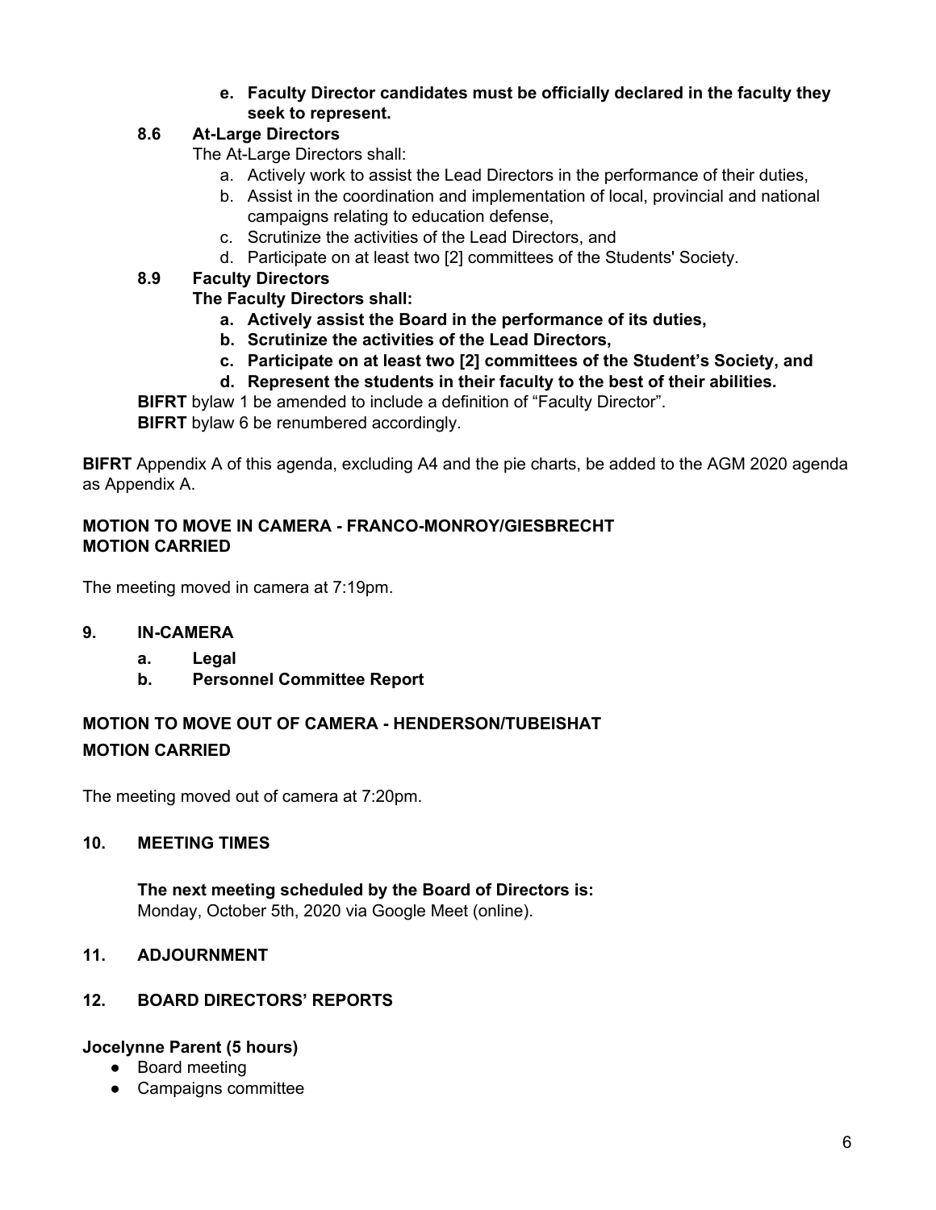e. **Faculty Director candidates must be officially declared in the faculty they seek to represent.**

**8.6 At-Large Directors**

The At-Large Directors shall:

  a. Actively work to assist the Lead Directors in the performance of their duties,
  b. Assist in the coordination and implementation of local, provincial and national campaigns relating to education defense,
  c. Scrutinize the activities of the Lead Directors, and
  d. Participate on at least two [2] committees of the Students' Society.

**8.9 Faculty Directors**

**The Faculty Directors shall:**

  a. **Actively assist the Board in the performance of its duties,**
  b. **Scrutinize the activities of the Lead Directors,**
  c. **Participate on at least two [2] committees of the Student's Society, and**
  d. **Represent the students in their faculty to the best of their abilities.**

**BIFRT** bylaw 1 be amended to include a definition of "Faculty Director".

**BIFRT** bylaw 6 be renumbered accordingly.

**BIFRT** Appendix A of this agenda, excluding A4 and the pie charts, be added to the AGM 2020 agenda as Appendix A.

**MOTION TO MOVE IN CAMERA - FRANCO-MONROY/GIESBRECHT**
**MOTION CARRIED**

The meeting moved in camera at 7:19pm.

## 9. IN-CAMERA

  a. **Legal**
  b. **Personnel Committee Report**

**MOTION TO MOVE OUT OF CAMERA - HENDERSON/TUBEISHAT**

**MOTION CARRIED**

The meeting moved out of camera at 7:20pm.

## 10. MEETING TIMES

**The next meeting scheduled by the Board of Directors is:**
Monday, October 5th, 2020 via Google Meet (online).

## 11. ADJOURNMENT

## 12. BOARD DIRECTORS' REPORTS

**Jocelynne Parent (5 hours)**

- Board meeting
- Campaigns committee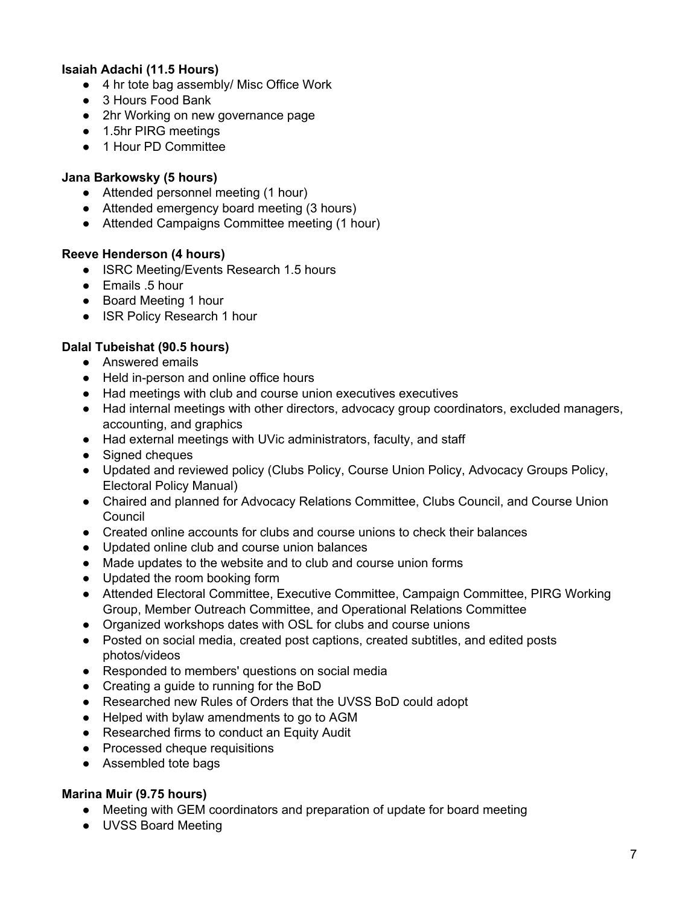**Isaiah Adachi (11.5 Hours)**

- 4 hr tote bag assembly/ Misc Office Work
- 3 Hours Food Bank
- 2hr Working on new governance page
- 1.5hr PIRG meetings
- 1 Hour PD Committee

**Jana Barkowsky (5 hours)**

- Attended personnel meeting (1 hour)
- Attended emergency board meeting (3 hours)
- Attended Campaigns Committee meeting (1 hour)

**Reeve Henderson (4 hours)**

- ISRC Meeting/Events Research 1.5 hours
- Emails .5 hour
- Board Meeting 1 hour
- ISR Policy Research 1 hour

**Dalal Tubeishat (90.5 hours)**

- Answered emails
- Held in-person and online office hours
- Had meetings with club and course union executives executives
- Had internal meetings with other directors, advocacy group coordinators, excluded managers, accounting, and graphics
- Had external meetings with UVic administrators, faculty, and staff
- Signed cheques
- Updated and reviewed policy (Clubs Policy, Course Union Policy, Advocacy Groups Policy, Electoral Policy Manual)
- Chaired and planned for Advocacy Relations Committee, Clubs Council, and Course Union Council
- Created online accounts for clubs and course unions to check their balances
- Updated online club and course union balances
- Made updates to the website and to club and course union forms
- Updated the room booking form
- Attended Electoral Committee, Executive Committee, Campaign Committee, PIRG Working Group, Member Outreach Committee, and Operational Relations Committee
- Organized workshops dates with OSL for clubs and course unions
- Posted on social media, created post captions, created subtitles, and edited posts photos/videos
- Responded to members' questions on social media
- Creating a guide to running for the BoD
- Researched new Rules of Orders that the UVSS BoD could adopt
- Helped with bylaw amendments to go to AGM
- Researched firms to conduct an Equity Audit
- Processed cheque requisitions
- Assembled tote bags

**Marina Muir (9.75 hours)**

- Meeting with GEM coordinators and preparation of update for board meeting
- UVSS Board Meeting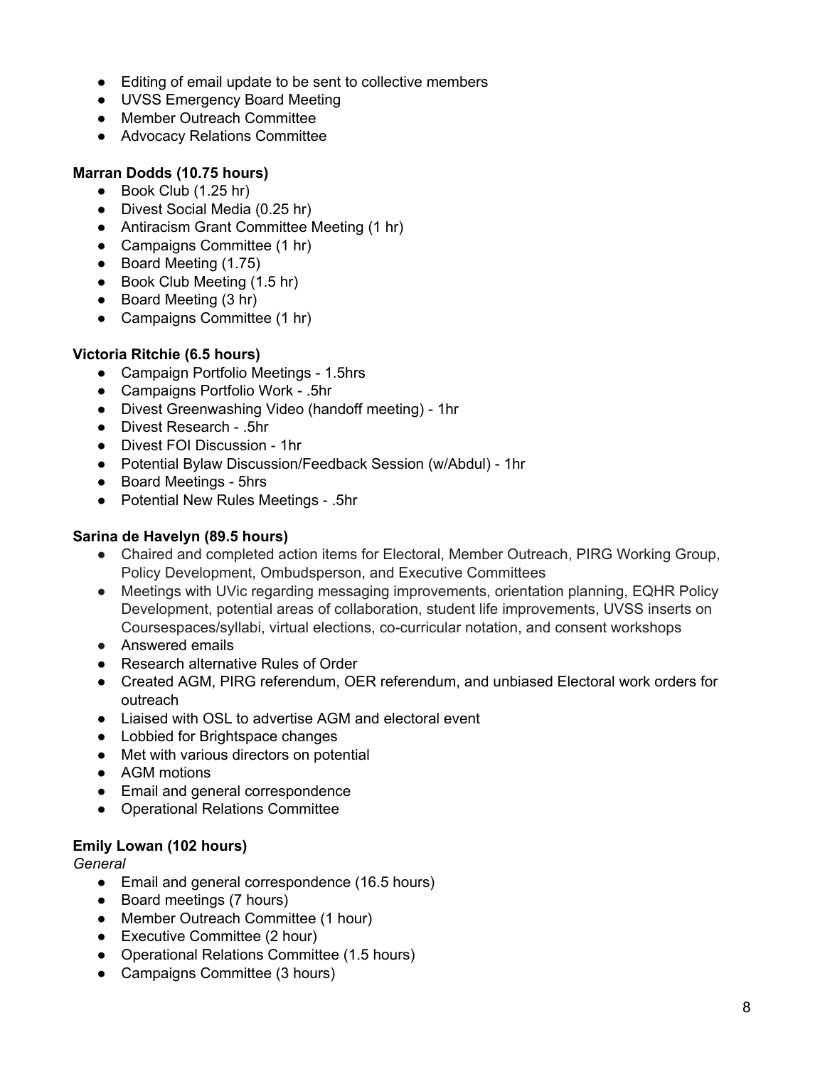- Editing of email update to be sent to collective members
- UVSS Emergency Board Meeting
- Member Outreach Committee
- Advocacy Relations Committee

**Marran Dodds (10.75 hours)**

- Book Club (1.25 hr)
- Divest Social Media (0.25 hr)
- Antiracism Grant Committee Meeting (1 hr)
- Campaigns Committee (1 hr)
- Board Meeting (1.75)
- Book Club Meeting (1.5 hr)
- Board Meeting (3 hr)
- Campaigns Committee (1 hr)

**Victoria Ritchie (6.5 hours)**

- Campaign Portfolio Meetings - 1.5hrs
- Campaigns Portfolio Work - .5hr
- Divest Greenwashing Video (handoff meeting) - 1hr
- Divest Research - .5hr
- Divest FOI Discussion - 1hr
- Potential Bylaw Discussion/Feedback Session (w/Abdul) - 1hr
- Board Meetings - 5hrs
- Potential New Rules Meetings - .5hr

**Sarina de Havelyn (89.5 hours)**

- Chaired and completed action items for Electoral, Member Outreach, PIRG Working Group, Policy Development, Ombudsperson, and Executive Committees
- Meetings with UVic regarding messaging improvements, orientation planning, EQHR Policy Development, potential areas of collaboration, student life improvements, UVSS inserts on Coursespaces/syllabi, virtual elections, co-curricular notation, and consent workshops
- Answered emails
- Research alternative Rules of Order
- Created AGM, PIRG referendum, OER referendum, and unbiased Electoral work orders for outreach
- Liaised with OSL to advertise AGM and electoral event
- Lobbied for Brightspace changes
- Met with various directors on potential
- AGM motions
- Email and general correspondence
- Operational Relations Committee

**Emily Lowan (102 hours)**

*General*

- Email and general correspondence (16.5 hours)
- Board meetings (7 hours)
- Member Outreach Committee (1 hour)
- Executive Committee (2 hour)
- Operational Relations Committee (1.5 hours)
- Campaigns Committee (3 hours)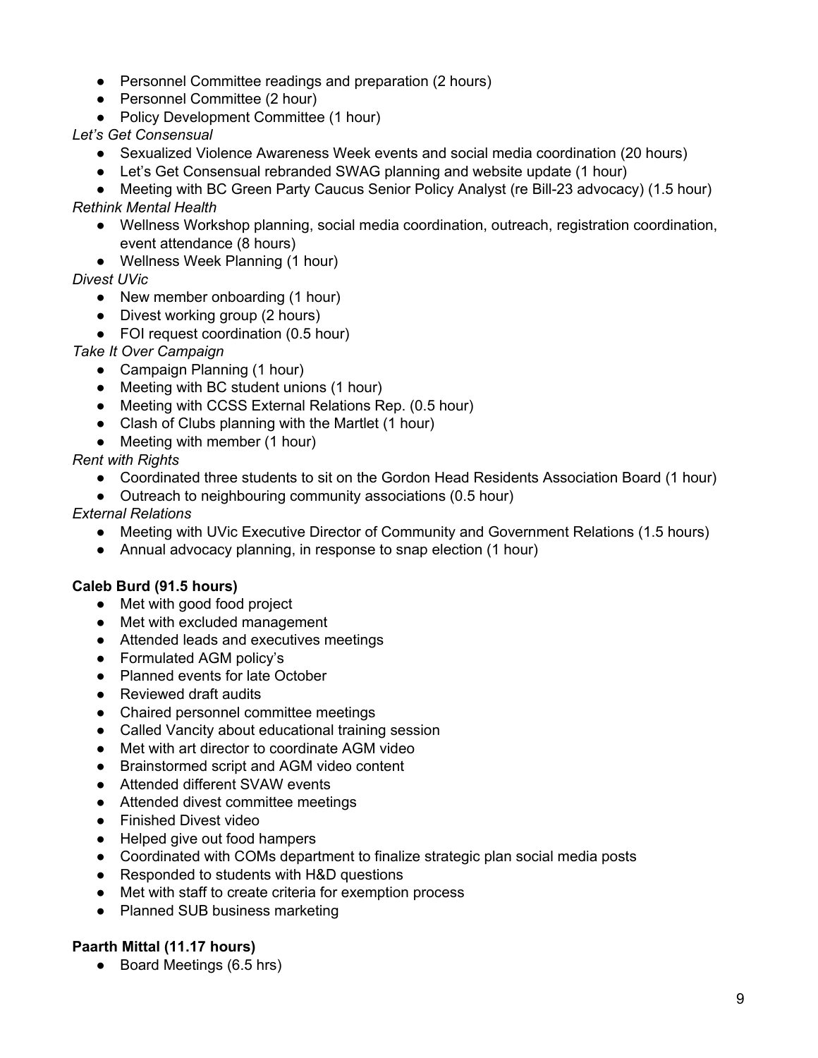- Personnel Committee readings and preparation (2 hours)
- Personnel Committee (2 hour)
- Policy Development Committee (1 hour)

*Let's Get Consensual*

- Sexualized Violence Awareness Week events and social media coordination (20 hours)
- Let's Get Consensual rebranded SWAG planning and website update (1 hour)
- Meeting with BC Green Party Caucus Senior Policy Analyst (re Bill-23 advocacy) (1.5 hour)

*Rethink Mental Health*

- Wellness Workshop planning, social media coordination, outreach, registration coordination, event attendance (8 hours)
- Wellness Week Planning (1 hour)

*Divest UVic*

- New member onboarding (1 hour)
- Divest working group (2 hours)
- FOI request coordination (0.5 hour)

*Take It Over Campaign*

- Campaign Planning (1 hour)
- Meeting with BC student unions (1 hour)
- Meeting with CCSS External Relations Rep. (0.5 hour)
- Clash of Clubs planning with the Martlet (1 hour)
- Meeting with member (1 hour)

*Rent with Rights*

- Coordinated three students to sit on the Gordon Head Residents Association Board (1 hour)
- Outreach to neighbouring community associations (0.5 hour)

*External Relations*

- Meeting with UVic Executive Director of Community and Government Relations (1.5 hours)
- Annual advocacy planning, in response to snap election (1 hour)

**Caleb Burd (91.5 hours)**

- Met with good food project
- Met with excluded management
- Attended leads and executives meetings
- Formulated AGM policy's
- Planned events for late October
- Reviewed draft audits
- Chaired personnel committee meetings
- Called Vancity about educational training session
- Met with art director to coordinate AGM video
- Brainstormed script and AGM video content
- Attended different SVAW events
- Attended divest committee meetings
- Finished Divest video
- Helped give out food hampers
- Coordinated with COMs department to finalize strategic plan social media posts
- Responded to students with H&D questions
- Met with staff to create criteria for exemption process
- Planned SUB business marketing

**Paarth Mittal (11.17 hours)**

- Board Meetings (6.5 hrs)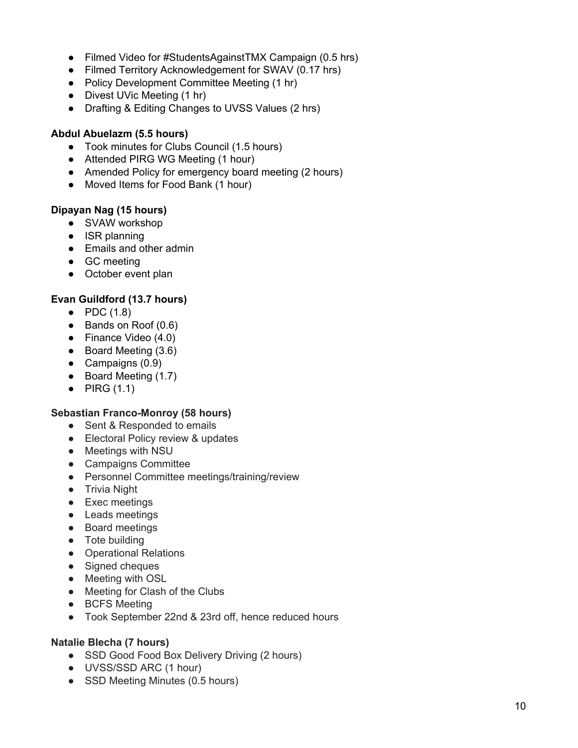- Filmed Video for #StudentsAgainstTMX Campaign (0.5 hrs)
- Filmed Territory Acknowledgement for SWAV (0.17 hrs)
- Policy Development Committee Meeting (1 hr)
- Divest UVic Meeting (1 hr)
- Drafting & Editing Changes to UVSS Values (2 hrs)

**Abdul Abuelazm (5.5 hours)**

- Took minutes for Clubs Council (1.5 hours)
- Attended PIRG WG Meeting (1 hour)
- Amended Policy for emergency board meeting (2 hours)
- Moved Items for Food Bank (1 hour)

**Dipayan Nag (15 hours)**

- SVAW workshop
- ISR planning
- Emails and other admin
- GC meeting
- October event plan

**Evan Guildford (13.7 hours)**

- PDC (1.8)
- Bands on Roof (0.6)
- Finance Video (4.0)
- Board Meeting (3.6)
- Campaigns (0.9)
- Board Meeting (1.7)
- PIRG (1.1)

**Sebastian Franco-Monroy (58 hours)**

- Sent & Responded to emails
- Electoral Policy review & updates
- Meetings with NSU
- Campaigns Committee
- Personnel Committee meetings/training/review
- Trivia Night
- Exec meetings
- Leads meetings
- Board meetings
- Tote building
- Operational Relations
- Signed cheques
- Meeting with OSL
- Meeting for Clash of the Clubs
- BCFS Meeting
- Took September 22nd & 23rd off, hence reduced hours

**Natalie Blecha (7 hours)**

- SSD Good Food Box Delivery Driving (2 hours)
- UVSS/SSD ARC (1 hour)
- SSD Meeting Minutes (0.5 hours)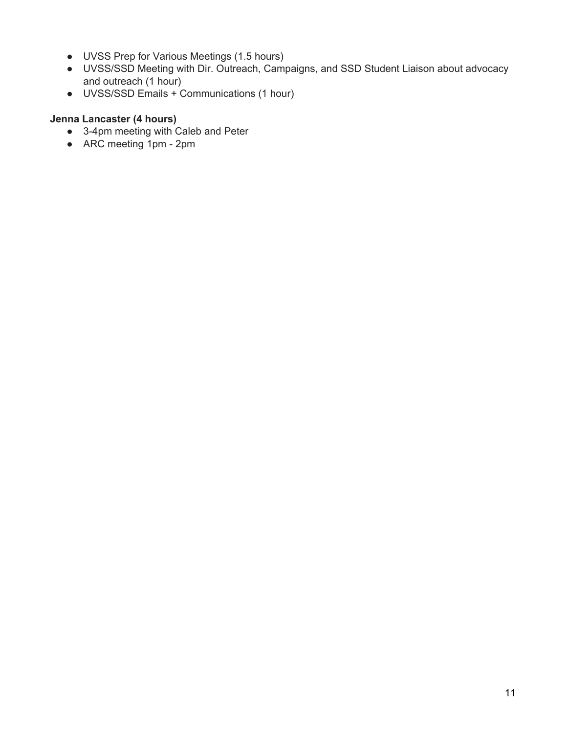- UVSS Prep for Various Meetings (1.5 hours)
- UVSS/SSD Meeting with Dir. Outreach, Campaigns, and SSD Student Liaison about advocacy and outreach (1 hour)
- UVSS/SSD Emails + Communications (1 hour)

**Jenna Lancaster (4 hours)**

- 3-4pm meeting with Caleb and Peter
- ARC meeting 1pm - 2pm